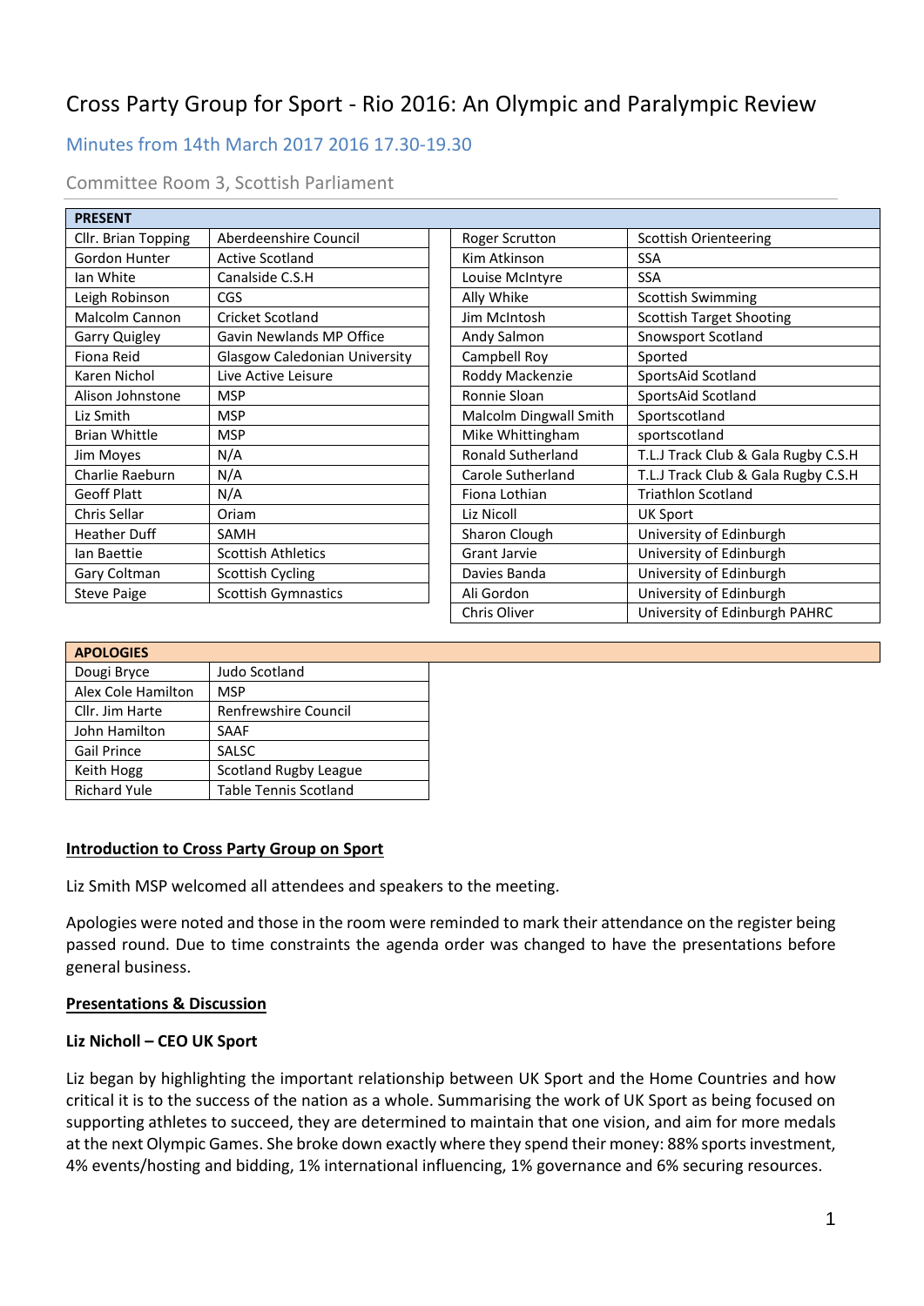# Cross Party Group for Sport - Rio 2016: An Olympic and Paralympic Review

## Minutes from 14th March 2017 2016 17.30-19.30

### Committee Room 3, Scottish Parliament

| PRESENT | | | |
|---|---|---|---|
| Cllr. Brian Topping | Aberdeenshire Council | Roger Scrutton | Scottish Orienteering |
| Gordon Hunter | Active Scotland | Kim Atkinson | SSA |
| Ian White | Canalside C.S.H | Louise McIntyre | SSA |
| Leigh Robinson | CGS | Ally Whike | Scottish Swimming |
| Malcolm Cannon | Cricket Scotland | Jim McIntosh | Scottish Target Shooting |
| Garry Quigley | Gavin Newlands MP Office | Andy Salmon | Snowsport Scotland |
| Fiona Reid | Glasgow Caledonian University | Campbell Roy | Sported |
| Karen Nichol | Live Active Leisure | Roddy Mackenzie | SportsAid Scotland |
| Alison Johnstone | MSP | Ronnie Sloan | SportsAid Scotland |
| Liz Smith | MSP | Malcolm Dingwall Smith | Sportscotland |
| Brian Whittle | MSP | Mike Whittingham | sportscotland |
| Jim Moyes | N/A | Ronald Sutherland | T.L.J Track Club & Gala Rugby C.S.H |
| Charlie Raeburn | N/A | Carole Sutherland | T.L.J Track Club & Gala Rugby C.S.H |
| Geoff Platt | N/A | Fiona Lothian | Triathlon Scotland |
| Chris Sellar | Oriam | Liz Nicoll | UK Sport |
| Heather Duff | SAMH | Sharon Clough | University of Edinburgh |
| Ian Baettie | Scottish Athletics | Grant Jarvie | University of Edinburgh |
| Gary Coltman | Scottish Cycling | Davies Banda | University of Edinburgh |
| Steve Paige | Scottish Gymnastics | Ali Gordon | University of Edinburgh |
| | | Chris Oliver | University of Edinburgh PAHRC |

| APOLOGIES | |
|---|---|
| Dougi Bryce | Judo Scotland |
| Alex Cole Hamilton | MSP |
| Cllr. Jim Harte | Renfrewshire Council |
| John Hamilton | SAAF |
| Gail Prince | SALSC |
| Keith Hogg | Scotland Rugby League |
| Richard Yule | Table Tennis Scotland |

**Introduction to Cross Party Group on Sport**

Liz Smith MSP welcomed all attendees and speakers to the meeting.

Apologies were noted and those in the room were reminded to mark their attendance on the register being passed round. Due to time constraints the agenda order was changed to have the presentations before general business.

**Presentations & Discussion**

**Liz Nicholl – CEO UK Sport**

Liz began by highlighting the important relationship between UK Sport and the Home Countries and how critical it is to the success of the nation as a whole. Summarising the work of UK Sport as being focused on supporting athletes to succeed, they are determined to maintain that one vision, and aim for more medals at the next Olympic Games. She broke down exactly where they spend their money: 88% sports investment, 4% events/hosting and bidding, 1% international influencing, 1% governance and 6% securing resources.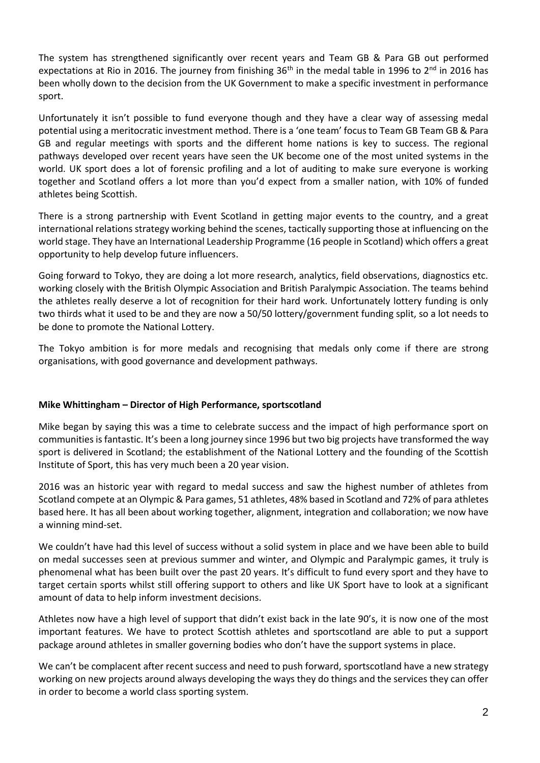The system has strengthened significantly over recent years and Team GB & Para GB out performed expectations at Rio in 2016. The journey from finishing 36th in the medal table in 1996 to 2nd in 2016 has been wholly down to the decision from the UK Government to make a specific investment in performance sport.

Unfortunately it isn't possible to fund everyone though and they have a clear way of assessing medal potential using a meritocratic investment method. There is a 'one team' focus to Team GB Team GB & Para GB and regular meetings with sports and the different home nations is key to success. The regional pathways developed over recent years have seen the UK become one of the most united systems in the world. UK sport does a lot of forensic profiling and a lot of auditing to make sure everyone is working together and Scotland offers a lot more than you'd expect from a smaller nation, with 10% of funded athletes being Scottish.

There is a strong partnership with Event Scotland in getting major events to the country, and a great international relations strategy working behind the scenes, tactically supporting those at influencing on the world stage. They have an International Leadership Programme (16 people in Scotland) which offers a great opportunity to help develop future influencers.

Going forward to Tokyo, they are doing a lot more research, analytics, field observations, diagnostics etc. working closely with the British Olympic Association and British Paralympic Association. The teams behind the athletes really deserve a lot of recognition for their hard work. Unfortunately lottery funding is only two thirds what it used to be and they are now a 50/50 lottery/government funding split, so a lot needs to be done to promote the National Lottery.

The Tokyo ambition is for more medals and recognising that medals only come if there are strong organisations, with good governance and development pathways.

**Mike Whittingham – Director of High Performance, sportscotland**

Mike began by saying this was a time to celebrate success and the impact of high performance sport on communities is fantastic. It's been a long journey since 1996 but two big projects have transformed the way sport is delivered in Scotland; the establishment of the National Lottery and the founding of the Scottish Institute of Sport, this has very much been a 20 year vision.

2016 was an historic year with regard to medal success and saw the highest number of athletes from Scotland compete at an Olympic & Para games, 51 athletes, 48% based in Scotland and 72% of para athletes based here. It has all been about working together, alignment, integration and collaboration; we now have a winning mind-set.

We couldn't have had this level of success without a solid system in place and we have been able to build on medal successes seen at previous summer and winter, and Olympic and Paralympic games, it truly is phenomenal what has been built over the past 20 years. It's difficult to fund every sport and they have to target certain sports whilst still offering support to others and like UK Sport have to look at a significant amount of data to help inform investment decisions.

Athletes now have a high level of support that didn't exist back in the late 90's, it is now one of the most important features. We have to protect Scottish athletes and sportscotland are able to put a support package around athletes in smaller governing bodies who don't have the support systems in place.

We can't be complacent after recent success and need to push forward, sportscotland have a new strategy working on new projects around always developing the ways they do things and the services they can offer in order to become a world class sporting system.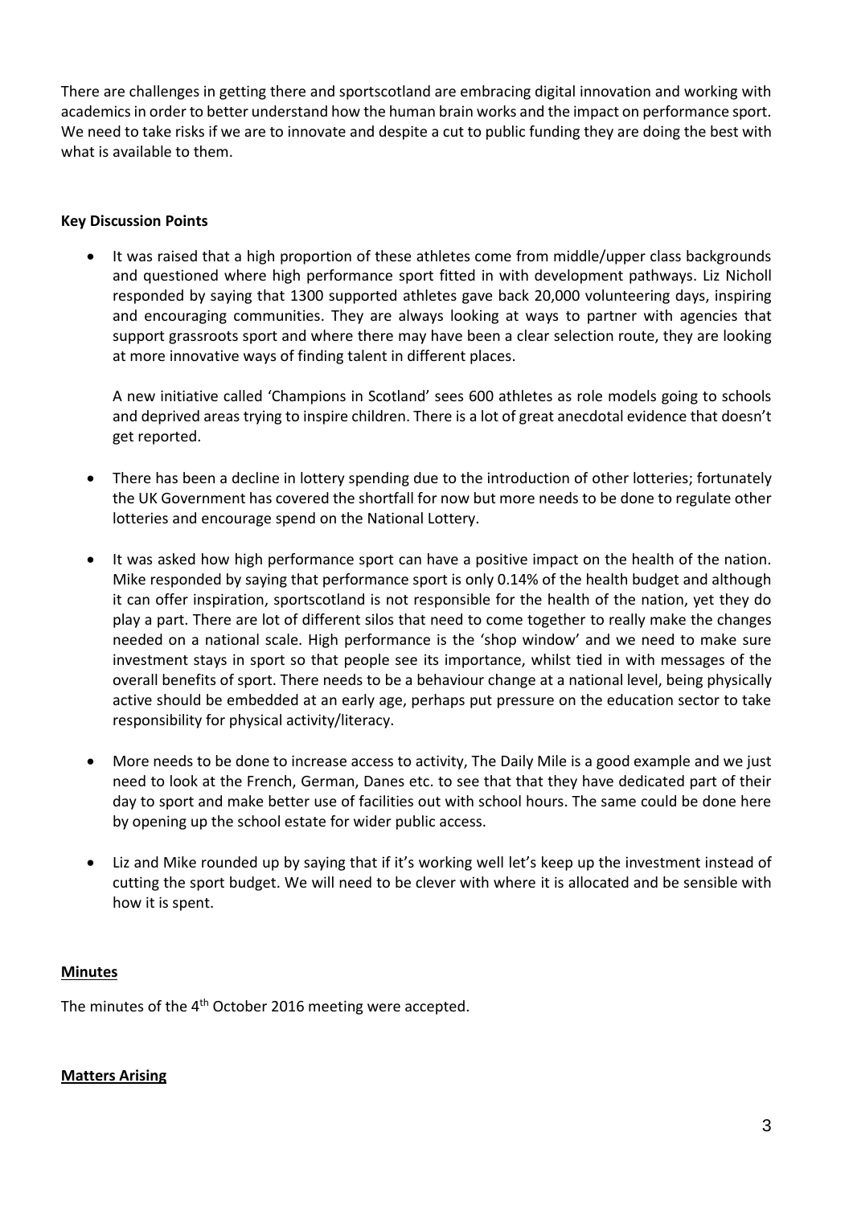There are challenges in getting there and sportscotland are embracing digital innovation and working with academics in order to better understand how the human brain works and the impact on performance sport. We need to take risks if we are to innovate and despite a cut to public funding they are doing the best with what is available to them.

**Key Discussion Points**

- It was raised that a high proportion of these athletes come from middle/upper class backgrounds and questioned where high performance sport fitted in with development pathways. Liz Nicholl responded by saying that 1300 supported athletes gave back 20,000 volunteering days, inspiring and encouraging communities. They are always looking at ways to partner with agencies that support grassroots sport and where there may have been a clear selection route, they are looking at more innovative ways of finding talent in different places.

  A new initiative called 'Champions in Scotland' sees 600 athletes as role models going to schools and deprived areas trying to inspire children. There is a lot of great anecdotal evidence that doesn't get reported.

- There has been a decline in lottery spending due to the introduction of other lotteries; fortunately the UK Government has covered the shortfall for now but more needs to be done to regulate other lotteries and encourage spend on the National Lottery.

- It was asked how high performance sport can have a positive impact on the health of the nation. Mike responded by saying that performance sport is only 0.14% of the health budget and although it can offer inspiration, sportscotland is not responsible for the health of the nation, yet they do play a part. There are lot of different silos that need to come together to really make the changes needed on a national scale. High performance is the 'shop window' and we need to make sure investment stays in sport so that people see its importance, whilst tied in with messages of the overall benefits of sport. There needs to be a behaviour change at a national level, being physically active should be embedded at an early age, perhaps put pressure on the education sector to take responsibility for physical activity/literacy.

- More needs to be done to increase access to activity, The Daily Mile is a good example and we just need to look at the French, German, Danes etc. to see that that they have dedicated part of their day to sport and make better use of facilities out with school hours. The same could be done here by opening up the school estate for wider public access.

- Liz and Mike rounded up by saying that if it's working well let's keep up the investment instead of cutting the sport budget. We will need to be clever with where it is allocated and be sensible with how it is spent.

**Minutes**

The minutes of the 4th October 2016 meeting were accepted.

**Matters Arising**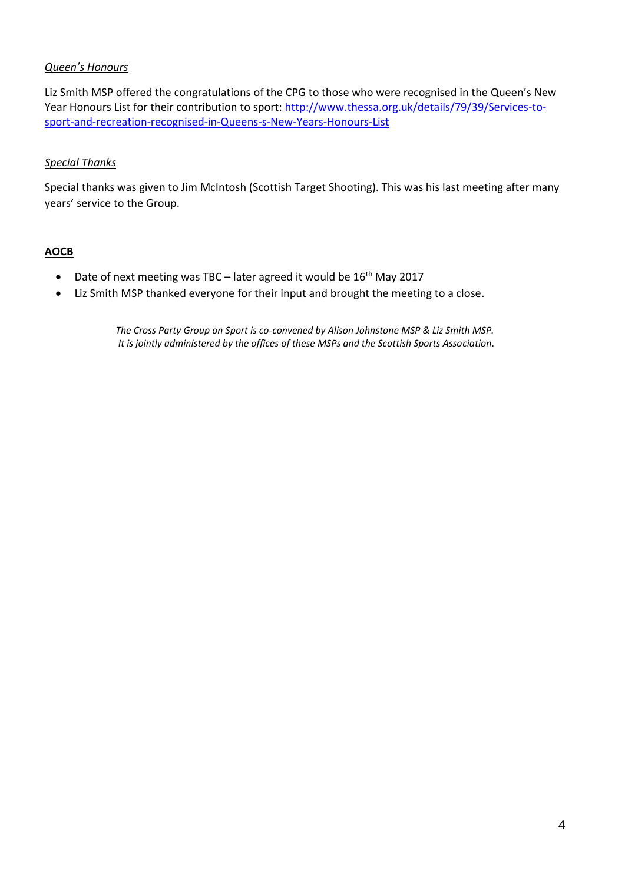*Queen's Honours*

Liz Smith MSP offered the congratulations of the CPG to those who were recognised in the Queen's New Year Honours List for their contribution to sport: [http://www.thessa.org.uk/details/79/39/Services-to-sport-and-recreation-recognised-in-Queens-s-New-Years-Honours-List](http://www.thessa.org.uk/details/79/39/Services-to-sport-and-recreation-recognised-in-Queens-s-New-Years-Honours-List)

*Special Thanks*

Special thanks was given to Jim McIntosh (Scottish Target Shooting). This was his last meeting after many years' service to the Group.

**AOCB**

- Date of next meeting was TBC – later agreed it would be 16th May 2017
- Liz Smith MSP thanked everyone for their input and brought the meeting to a close.

*The Cross Party Group on Sport is co-convened by Alison Johnstone MSP & Liz Smith MSP.*
*It is jointly administered by the offices of these MSPs and the Scottish Sports Association.*